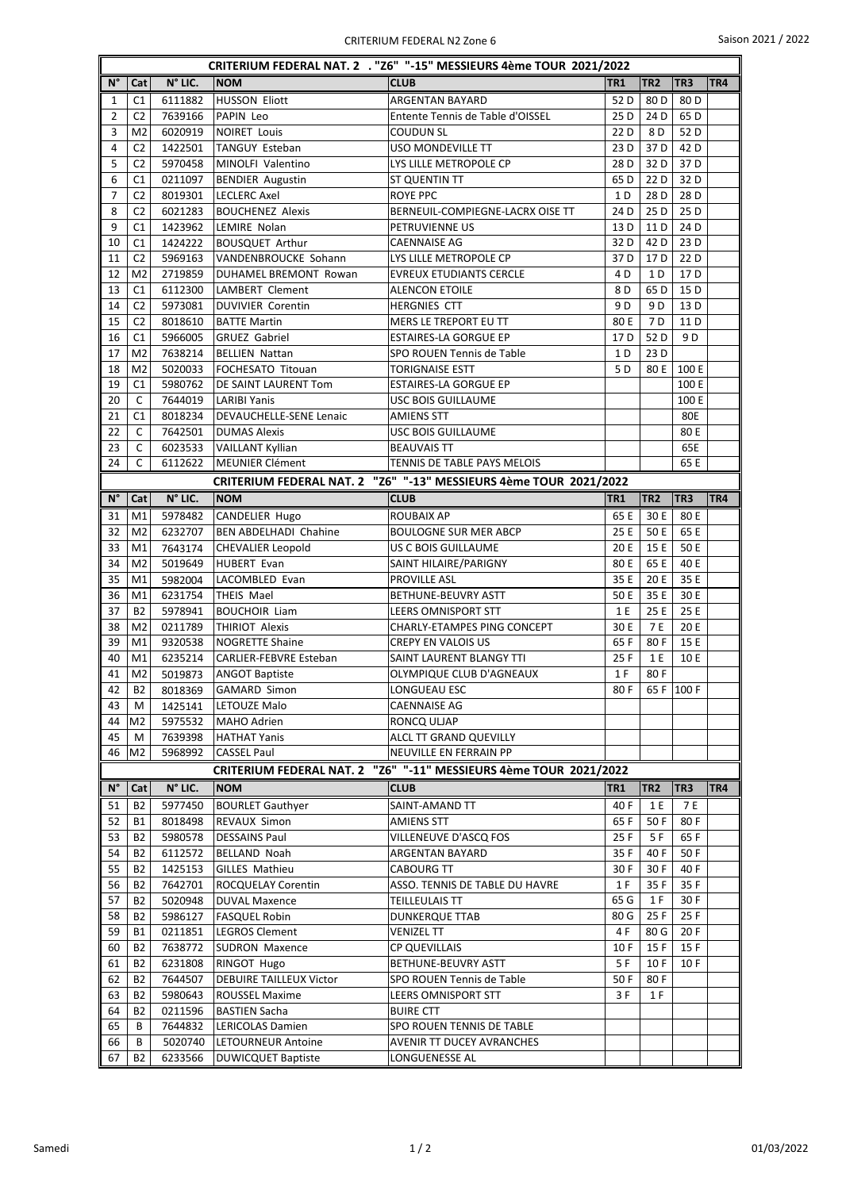## CRITERIUM FEDERAL NAT. 2 . "Z6" "-15" MESSIEURS 4ème TOUR 2021/2022

| N° | Cat | N° LIC. | NOM | CLUB | TR1 | TR2 | TR3 | TR4 |
|---|---|---|---|---|---|---|---|---|
| 1 | C1 | 6111882 | HUSSON Eliott | ARGENTAN BAYARD | 52 D | 80 D | 80 D | |
| 2 | C2 | 7639166 | PAPIN Leo | Entente Tennis de Table d'OISSEL | 25 D | 24 D | 65 D | |
| 3 | M2 | 6020919 | NOIRET Louis | COUDUN SL | 22 D | 8 D | 52 D | |
| 4 | C2 | 1422501 | TANGUY Esteban | USO MONDEVILLE TT | 23 D | 37 D | 42 D | |
| 5 | C2 | 5970458 | MINOLFI Valentino | LYS LILLE METROPOLE CP | 28 D | 32 D | 37 D | |
| 6 | C1 | 0211097 | BENDIER Augustin | ST QUENTIN TT | 65 D | 22 D | 32 D | |
| 7 | C2 | 8019301 | LECLERC Axel | ROYE PPC | 1 D | 28 D | 28 D | |
| 8 | C2 | 6021283 | BOUCHENEZ Alexis | BERNEUIL-COMPIEGNE-LACRX OISE TT | 24 D | 25 D | 25 D | |
| 9 | C1 | 1423962 | LEMIRE Nolan | PETRUVIENNE US | 13 D | 11 D | 24 D | |
| 10 | C1 | 1424222 | BOUSQUET Arthur | CAENNAISE AG | 32 D | 42 D | 23 D | |
| 11 | C2 | 5969163 | VANDENBROUCKE Sohann | LYS LILLE METROPOLE CP | 37 D | 17 D | 22 D | |
| 12 | M2 | 2719859 | DUHAMEL BREMONT Rowan | EVREUX ETUDIANTS CERCLE | 4 D | 1 D | 17 D | |
| 13 | C1 | 6112300 | LAMBERT Clement | ALENCON ETOILE | 8 D | 65 D | 15 D | |
| 14 | C2 | 5973081 | DUVIVIER Corentin | HERGNIES CTT | 9 D | 9 D | 13 D | |
| 15 | C2 | 8018610 | BATTE Martin | MERS LE TREPORT EU TT | 80 E | 7 D | 11 D | |
| 16 | C1 | 5966005 | GRUEZ Gabriel | ESTAIRES-LA GORGUE EP | 17 D | 52 D | 9 D | |
| 17 | M2 | 7638214 | BELLIEN Nattan | SPO ROUEN Tennis de Table | 1 D | 23 D | | |
| 18 | M2 | 5020033 | FOCHESATO Titouan | TORIGNAISE ESTT | 5 D | 80 E | 100 E | |
| 19 | C1 | 5980762 | DE SAINT LAURENT Tom | ESTAIRES-LA GORGUE EP | | | 100 E | |
| 20 | C | 7644019 | LARIBI Yanis | USC BOIS GUILLAUME | | | 100 E | |
| 21 | C1 | 8018234 | DEVAUCHELLE-SENE Lenaic | AMIENS STT | | | 80E | |
| 22 | C | 7642501 | DUMAS Alexis | USC BOIS GUILLAUME | | | 80 E | |
| 23 | C | 6023533 | VAILLANT Kyllian | BEAUVAIS TT | | | 65E | |
| 24 | C | 6112622 | MEUNIER Clément | TENNIS DE TABLE PAYS MELOIS | | | 65 E | |

## CRITERIUM FEDERAL NAT. 2 "Z6" "-13" MESSIEURS 4ème TOUR 2021/2022

| N° | Cat | N° LIC. | NOM | CLUB | TR1 | TR2 | TR3 | TR4 |
|---|---|---|---|---|---|---|---|---|
| 31 | M1 | 5978482 | CANDELIER Hugo | ROUBAIX AP | 65 E | 30 E | 80 E | |
| 32 | M2 | 6232707 | BEN ABDELHADI Chahine | BOULOGNE SUR MER ABCP | 25 E | 50 E | 65 E | |
| 33 | M1 | 7643174 | CHEVALIER Leopold | US C BOIS GUILLAUME | 20 E | 15 E | 50 E | |
| 34 | M2 | 5019649 | HUBERT Evan | SAINT HILAIRE/PARIGNY | 80 E | 65 E | 40 E | |
| 35 | M1 | 5982004 | LACOMBLED Evan | PROVILLE ASL | 35 E | 20 E | 35 E | |
| 36 | M1 | 6231754 | THEIS Mael | BETHUNE-BEUVRY ASTT | 50 E | 35 E | 30 E | |
| 37 | B2 | 5978941 | BOUCHOIR Liam | LEERS OMNISPORT STT | 1 E | 25 E | 25 E | |
| 38 | M2 | 0211789 | THIRIOT Alexis | CHARLY-ETAMPES PING CONCEPT | 30 E | 7 E | 20 E | |
| 39 | M1 | 9320538 | NOGRETTE Shaine | CREPY EN VALOIS US | 65 F | 80 F | 15 E | |
| 40 | M1 | 6235214 | CARLIER-FEBVRE Esteban | SAINT LAURENT BLANGY TTI | 25 F | 1 E | 10 E | |
| 41 | M2 | 5019873 | ANGOT Baptiste | OLYMPIQUE CLUB D'AGNEAUX | 1 F | 80 F | | |
| 42 | B2 | 8018369 | GAMARD Simon | LONGUEAU ESC | 80 F | 65 F | 100 F | |
| 43 | M | 1425141 | LETOUZE Malo | CAENNAISE AG | | | | |
| 44 | M2 | 5975532 | MAHO Adrien | RONCQ ULJAP | | | | |
| 45 | M | 7639398 | HATHAT Yanis | ALCL TT GRAND QUEVILLY | | | | |
| 46 | M2 | 5968992 | CASSEL Paul | NEUVILLE EN FERRAIN PP | | | | |

## CRITERIUM FEDERAL NAT. 2 "Z6" "-11" MESSIEURS 4ème TOUR 2021/2022

| N° | Cat | N° LIC. | NOM | CLUB | TR1 | TR2 | TR3 | TR4 |
|---|---|---|---|---|---|---|---|---|
| 51 | B2 | 5977450 | BOURLET Gauthyer | SAINT-AMAND TT | 40 F | 1 E | 7 E | |
| 52 | B1 | 8018498 | REVAUX Simon | AMIENS STT | 65 F | 50 F | 80 F | |
| 53 | B2 | 5980578 | DESSAINS Paul | VILLENEUVE D'ASCQ FOS | 25 F | 5 F | 65 F | |
| 54 | B2 | 6112572 | BELLAND Noah | ARGENTAN BAYARD | 35 F | 40 F | 50 F | |
| 55 | B2 | 1425153 | GILLES Mathieu | CABOURG TT | 30 F | 30 F | 40 F | |
| 56 | B2 | 7642701 | ROCQUELAY Corentin | ASSO. TENNIS DE TABLE DU HAVRE | 1 F | 35 F | 35 F | |
| 57 | B2 | 5020948 | DUVAL Maxence | TEILLEULAIS TT | 65 G | 1 F | 30 F | |
| 58 | B2 | 5986127 | FASQUEL Robin | DUNKERQUE TTAB | 80 G | 25 F | 25 F | |
| 59 | B1 | 0211851 | LEGROS Clement | VENIZEL TT | 4 F | 80 G | 20 F | |
| 60 | B2 | 7638772 | SUDRON Maxence | CP QUEVILLAIS | 10 F | 15 F | 15 F | |
| 61 | B2 | 6231808 | RINGOT Hugo | BETHUNE-BEUVRY ASTT | 5 F | 10 F | 10 F | |
| 62 | B2 | 7644507 | DEBUIRE TAILLEUX Victor | SPO ROUEN Tennis de Table | 50 F | 80 F | | |
| 63 | B2 | 5980643 | ROUSSEL Maxime | LEERS OMNISPORT STT | 3 F | 1 F | | |
| 64 | B2 | 0211596 | BASTIEN Sacha | BUIRE CTT | | | | |
| 65 | B | 7644832 | LERICOLAS Damien | SPO ROUEN TENNIS DE TABLE | | | | |
| 66 | B | 5020740 | LETOURNEUR Antoine | AVENIR TT DUCEY AVRANCHES | | | | |
| 67 | B2 | 6233566 | DUWICQUET Baptiste | LONGUENESSE AL | | | | |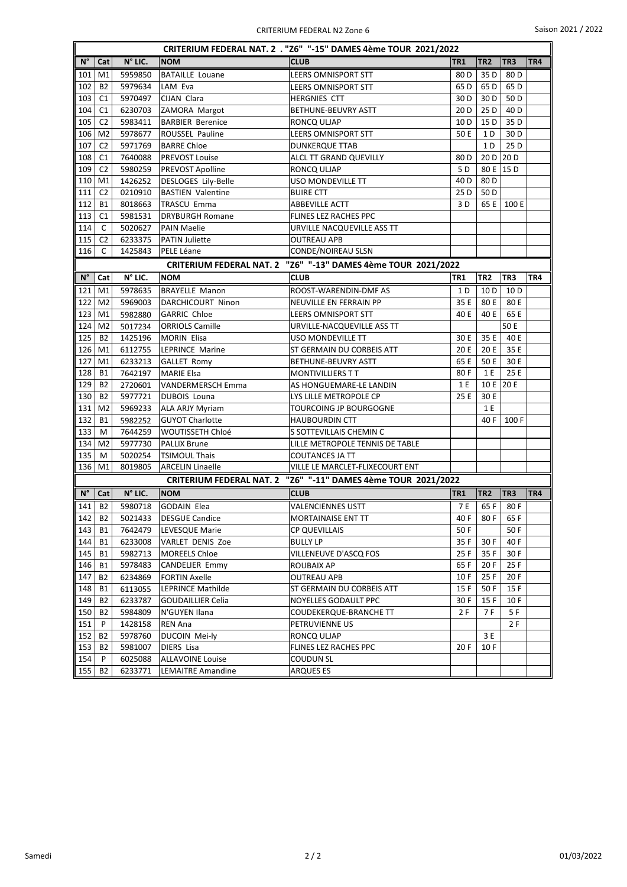| CRITERIUM FEDERAL NAT. 2 . "Z6" "-15" DAMES 4ème TOUR 2021/2022 | | | | | | | | |
|---|---|---|---|---|---|---|---|---|
| N° | Cat | N° LIC. | NOM | CLUB | TR1 | TR2 | TR3 | TR4 |
| 101 | M1 | 5959850 | BATAILLE Louane | LEERS OMNISPORT STT | 80 D | 35 D | 80 D | |
| 102 | B2 | 5979634 | LAM Eva | LEERS OMNISPORT STT | 65 D | 65 D | 65 D | |
| 103 | C1 | 5970497 | CIJAN Clara | HERGNIES CTT | 30 D | 30 D | 50 D | |
| 104 | C1 | 6230703 | ZAMORA Margot | BETHUNE-BEUVRY ASTT | 20 D | 25 D | 40 D | |
| 105 | C2 | 5983411 | BARBIER Berenice | RONCQ ULJAP | 10 D | 15 D | 35 D | |
| 106 | M2 | 5978677 | ROUSSEL Pauline | LEERS OMNISPORT STT | 50 E | 1 D | 30 D | |
| 107 | C2 | 5971769 | BARRE Chloe | DUNKERQUE TTAB | | 1 D | 25 D | |
| 108 | C1 | 7640088 | PREVOST Louise | ALCL TT GRAND QUEVILLY | 80 D | 20 D | 20 D | |
| 109 | C2 | 5980259 | PREVOST Apolline | RONCQ ULJAP | 5 D | 80 E | 15 D | |
| 110 | M1 | 1426252 | DESLOGES Lily-Belle | USO MONDEVILLE TT | 40 D | 80 D | | |
| 111 | C2 | 0210910 | BASTIEN Valentine | BUIRE CTT | 25 D | 50 D | | |
| 112 | B1 | 8018663 | TRASCU Emma | ABBEVILLE ACTT | 3 D | 65 E | 100 E | |
| 113 | C1 | 5981531 | DRYBURGH Romane | FLINES LEZ RACHES PPC | | | | |
| 114 | C | 5020627 | PAIN Maelie | URVILLE NACQUEVILLE ASS TT | | | | |
| 115 | C2 | 6233375 | PATIN Juliette | OUTREAU APB | | | | |
| 116 | C | 1425843 | PELE Léane | CONDE/NOIREAU SLSN | | | | |

| CRITERIUM FEDERAL NAT. 2 "Z6" "-13" DAMES 4ème TOUR 2021/2022 | | | | | | | | |
|---|---|---|---|---|---|---|---|---|
| N° | Cat | N° LIC. | NOM | CLUB | TR1 | TR2 | TR3 | TR4 |
| 121 | M1 | 5978635 | BRAYELLE Manon | ROOST-WARENDIN-DMF AS | 1 D | 10 D | 10 D | |
| 122 | M2 | 5969003 | DARCHICOURT Ninon | NEUVILLE EN FERRAIN PP | 35 E | 80 E | 80 E | |
| 123 | M1 | 5982880 | GARRIC Chloe | LEERS OMNISPORT STT | 40 E | 40 E | 65 E | |
| 124 | M2 | 5017234 | ORRIOLS Camille | URVILLE-NACQUEVILLE ASS TT | | | 50 E | |
| 125 | B2 | 1425196 | MORIN Elisa | USO MONDEVILLE TT | 30 E | 35 E | 40 E | |
| 126 | M1 | 6112755 | LEPRINCE Marine | ST GERMAIN DU CORBEIS ATT | 20 E | 20 E | 35 E | |
| 127 | M1 | 6233213 | GALLET Romy | BETHUNE-BEUVRY ASTT | 65 E | 50 E | 30 E | |
| 128 | B1 | 7642197 | MARIE Elsa | MONTIVILLIERS T T | 80 F | 1 E | 25 E | |
| 129 | B2 | 2720601 | VANDERMERSCH Emma | AS HONGUEMARE-LE LANDIN | 1 E | 10 E | 20 E | |
| 130 | B2 | 5977721 | DUBOIS Louna | LYS LILLE METROPOLE CP | 25 E | 30 E | | |
| 131 | M2 | 5969233 | ALA ARJY Myriam | TOURCOING JP BOURGOGNE | | 1 E | | |
| 132 | B1 | 5982252 | GUYOT Charlotte | HAUBOURDIN CTT | | 40 F | 100 F | |
| 133 | M | 7644259 | WOUTISSETH Chloé | S SOTTEVILLAIS CHEMIN C | | | | |
| 134 | M2 | 5977730 | PALLIX Brune | LILLE METROPOLE TENNIS DE TABLE | | | | |
| 135 | M | 5020254 | TSIMOUL Thais | COUTANCES JA TT | | | | |
| 136 | M1 | 8019805 | ARCELIN Linaelle | VILLE LE MARCLET-FLIXECOURT ENT | | | | |

| CRITERIUM FEDERAL NAT. 2 "Z6" "-11" DAMES 4ème TOUR 2021/2022 | | | | | | | | |
|---|---|---|---|---|---|---|---|---|
| N° | Cat | N° LIC. | NOM | CLUB | TR1 | TR2 | TR3 | TR4 |
| 141 | B2 | 5980718 | GODAIN Elea | VALENCIENNES USTT | 7 E | 65 F | 80 F | |
| 142 | B2 | 5021433 | DESGUE Candice | MORTAINAISE ENT TT | 40 F | 80 F | 65 F | |
| 143 | B1 | 7642479 | LEVESQUE Marie | CP QUEVILLAIS | 50 F | | 50 F | |
| 144 | B1 | 6233008 | VARLET DENIS Zoe | BULLY LP | 35 F | 30 F | 40 F | |
| 145 | B1 | 5982713 | MOREELS Chloe | VILLENEUVE D'ASCQ FOS | 25 F | 35 F | 30 F | |
| 146 | B1 | 5978483 | CANDELIER Emmy | ROUBAIX AP | 65 F | 20 F | 25 F | |
| 147 | B2 | 6234869 | FORTIN Axelle | OUTREAU APB | 10 F | 25 F | 20 F | |
| 148 | B1 | 6113055 | LEPRINCE Mathilde | ST GERMAIN DU CORBEIS ATT | 15 F | 50 F | 15 F | |
| 149 | B2 | 6233787 | GOUDAILLIER Celia | NOYELLES GODAULT PPC | 30 F | 15 F | 10 F | |
| 150 | B2 | 5984809 | N'GUYEN Ilana | COUDEKERQUE-BRANCHE TT | 2 F | 7 F | 5 F | |
| 151 | P | 1428158 | REN Ana | PETRUVIENNE US | | | 2 F | |
| 152 | B2 | 5978760 | DUCOIN Mei-ly | RONCQ ULJAP | | 3 E | | |
| 153 | B2 | 5981007 | DIERS Lisa | FLINES LEZ RACHES PPC | 20 F | 10 F | | |
| 154 | P | 6025088 | ALLAVOINE Louise | COUDUN SL | | | | |
| 155 | B2 | 6233771 | LEMAITRE Amandine | ARQUES ES | | | | |